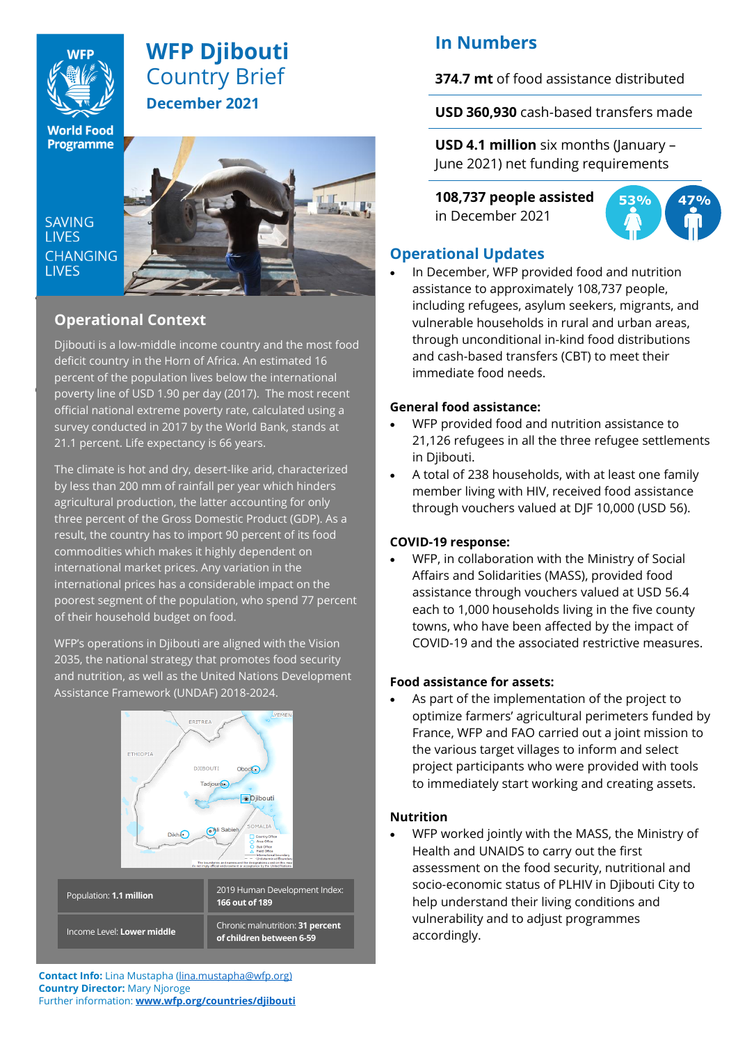# WFP Djibouti Country Brief

**December 2021**

SAVING LIVES CHANGING LIVES

## Operational Context

Djibouti is a low-middle income country and the most food deficit country in the Horn of Africa. An estimated 16 percent of the population lives below the international poverty line of USD 1.90 per day (2017). The most recent official national extreme poverty rate, calculated using a survey conducted in 2017 by the World Bank, stands at 21.1 percent. Life expectancy is 66 years.

The climate is hot and dry, desert-like arid, characterized by less than 200 mm of rainfall per year which hinders agricultural production, the latter accounting for only three percent of the Gross Domestic Product (GDP). As a result, the country has to import 90 percent of its food commodities which makes it highly dependent on international market prices. Any variation in the international prices has a considerable impact on the poorest segment of the population, who spend 77 percent of their household budget on food.

WFP's operations in Djibouti are aligned with the Vision 2035, the national strategy that promotes food security and nutrition, as well as the United Nations Development Assistance Framework (UNDAF) 2018-2024.

| | |
|---|---|
| Population: **1.1 million** | 2019 Human Development Index: **166 out of 189** |
| Income Level: **Lower middle** | Chronic malnutrition: **31 percent of children between 6-59** |

**Contact Info:** Lina Mustapha (lina.mustapha@wfp.org)
**Country Director:** Mary Njoroge
Further information: **www.wfp.org/countries/djibouti**

## In Numbers

**374.7 mt** of food assistance distributed

**USD 360,930** cash-based transfers made

**USD 4.1 million** six months (January – June 2021) net funding requirements

**108,737 people assisted** in December 2021

53% 47%

## Operational Updates

- In December, WFP provided food and nutrition assistance to approximately 108,737 people, including refugees, asylum seekers, migrants, and vulnerable households in rural and urban areas, through unconditional in-kind food distributions and cash-based transfers (CBT) to meet their immediate food needs.

### General food assistance:

- WFP provided food and nutrition assistance to 21,126 refugees in all the three refugee settlements in Djibouti.
- A total of 238 households, with at least one family member living with HIV, received food assistance through vouchers valued at DJF 10,000 (USD 56).

### COVID-19 response:

- WFP, in collaboration with the Ministry of Social Affairs and Solidarities (MASS), provided food assistance through vouchers valued at USD 56.4 each to 1,000 households living in the five county towns, who have been affected by the impact of COVID-19 and the associated restrictive measures.

### Food assistance for assets:

- As part of the implementation of the project to optimize farmers' agricultural perimeters funded by France, WFP and FAO carried out a joint mission to the various target villages to inform and select project participants who were provided with tools to immediately start working and creating assets.

### Nutrition

- WFP worked jointly with the MASS, the Ministry of Health and UNAIDS to carry out the first assessment on the food security, nutritional and socio-economic status of PLHIV in Djibouti City to help understand their living conditions and vulnerability and to adjust programmes accordingly.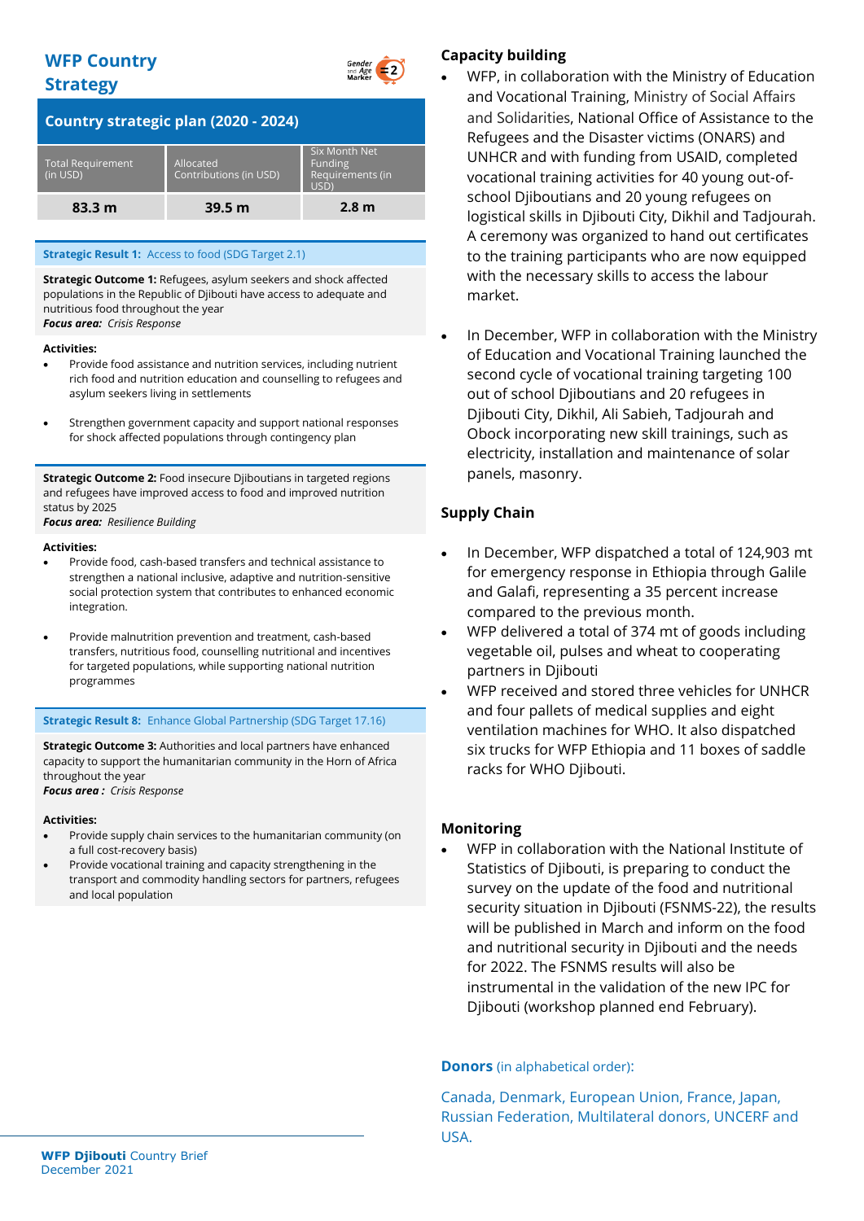## WFP Country Strategy

### Country strategic plan (2020 - 2024)

| Total Requirement (in USD) | Allocated Contributions (in USD) | Six Month Net Funding Requirements (in USD) |
|---|---|---|
| 83.3 m | 39.5 m | 2.8 m |

**Strategic Result 1:** Access to food (SDG Target 2.1)

**Strategic Outcome 1:** Refugees, asylum seekers and shock affected populations in the Republic of Djibouti have access to adequate and nutritious food throughout the year
***Focus area:*** *Crisis Response*

**Activities:**

- Provide food assistance and nutrition services, including nutrient rich food and nutrition education and counselling to refugees and asylum seekers living in settlements
- Strengthen government capacity and support national responses for shock affected populations through contingency plan

**Strategic Outcome 2:** Food insecure Djiboutians in targeted regions and refugees have improved access to food and improved nutrition status by 2025
***Focus area:*** *Resilience Building*

**Activities:**

- Provide food, cash-based transfers and technical assistance to strengthen a national inclusive, adaptive and nutrition-sensitive social protection system that contributes to enhanced economic integration.
- Provide malnutrition prevention and treatment, cash-based transfers, nutritious food, counselling nutritional and incentives for targeted populations, while supporting national nutrition programmes

**Strategic Result 8:** Enhance Global Partnership (SDG Target 17.16)

**Strategic Outcome 3:** Authorities and local partners have enhanced capacity to support the humanitarian community in the Horn of Africa throughout the year
***Focus area :*** *Crisis Response*

**Activities:**

- Provide supply chain services to the humanitarian community (on a full cost-recovery basis)
- Provide vocational training and capacity strengthening in the transport and commodity handling sectors for partners, refugees and local population

### Capacity building

- WFP, in collaboration with the Ministry of Education and Vocational Training, Ministry of Social Affairs and Solidarities, National Office of Assistance to the Refugees and the Disaster victims (ONARS) and UNHCR and with funding from USAID, completed vocational training activities for 40 young out-of-school Djiboutians and 20 young refugees on logistical skills in Djibouti City, Dikhil and Tadjourah. A ceremony was organized to hand out certificates to the training participants who are now equipped with the necessary skills to access the labour market.
- In December, WFP in collaboration with the Ministry of Education and Vocational Training launched the second cycle of vocational training targeting 100 out of school Djiboutians and 20 refugees in Djibouti City, Dikhil, Ali Sabieh, Tadjourah and Obock incorporating new skill trainings, such as electricity, installation and maintenance of solar panels, masonry.

### Supply Chain

- In December, WFP dispatched a total of 124,903 mt for emergency response in Ethiopia through Galile and Galafi, representing a 35 percent increase compared to the previous month.
- WFP delivered a total of 374 mt of goods including vegetable oil, pulses and wheat to cooperating partners in Djibouti
- WFP received and stored three vehicles for UNHCR and four pallets of medical supplies and eight ventilation machines for WHO. It also dispatched six trucks for WFP Ethiopia and 11 boxes of saddle racks for WHO Djibouti.

### Monitoring

- WFP in collaboration with the National Institute of Statistics of Djibouti, is preparing to conduct the survey on the update of the food and nutritional security situation in Djibouti (FSNMS-22), the results will be published in March and inform on the food and nutritional security in Djibouti and the needs for 2022. The FSNMS results will also be instrumental in the validation of the new IPC for Djibouti (workshop planned end February).

**Donors** (in alphabetical order):

Canada, Denmark, European Union, France, Japan, Russian Federation, Multilateral donors, UNCERF and USA.